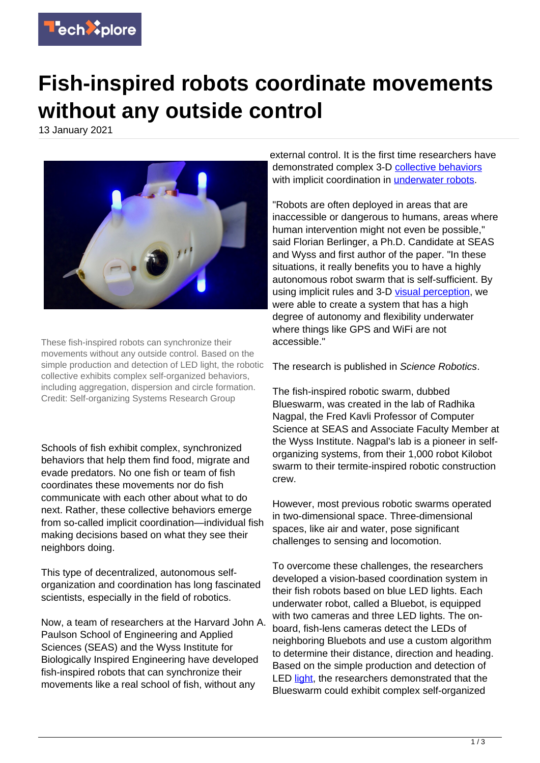# Fish-inspired robots coordinate movements without any outside control

13 January 2021

These fish-inspired robots can synchronize their movements without any outside control. Based on the simple production and detection of LED light, the robotic collective exhibits complex self-organized behaviors, including aggregation, dispersion and circle formation. Credit: Self-organizing Systems Research Group

Schools of fish exhibit complex, synchronized behaviors that help them find food, migrate and evade predators. No one fish or team of fish coordinates these movements nor do fish communicate with each other about what to do next. Rather, these collective behaviors emerge from so-called implicit coordination—individual fish making decisions based on what they see their neighbors doing.

This type of decentralized, autonomous self-organization and coordination has long fascinated scientists, especially in the field of robotics.

Now, a team of researchers at the Harvard John A. Paulson School of Engineering and Applied Sciences (SEAS) and the Wyss Institute for Biologically Inspired Engineering have developed fish-inspired robots that can synchronize their movements like a real school of fish, without any external control. It is the first time researchers have demonstrated complex 3-D collective behaviors with implicit coordination in underwater robots.

"Robots are often deployed in areas that are inaccessible or dangerous to humans, areas where human intervention might not even be possible," said Florian Berlinger, a Ph.D. Candidate at SEAS and Wyss and first author of the paper. "In these situations, it really benefits you to have a highly autonomous robot swarm that is self-sufficient. By using implicit rules and 3-D visual perception, we were able to create a system that has a high degree of autonomy and flexibility underwater where things like GPS and WiFi are not accessible."

The research is published in *Science Robotics*.

The fish-inspired robotic swarm, dubbed Blueswarm, was created in the lab of Radhika Nagpal, the Fred Kavli Professor of Computer Science at SEAS and Associate Faculty Member at the Wyss Institute. Nagpal's lab is a pioneer in self-organizing systems, from their 1,000 robot Kilobot swarm to their termite-inspired robotic construction crew.

However, most previous robotic swarms operated in two-dimensional space. Three-dimensional spaces, like air and water, pose significant challenges to sensing and locomotion.

To overcome these challenges, the researchers developed a vision-based coordination system in their fish robots based on blue LED lights. Each underwater robot, called a Bluebot, is equipped with two cameras and three LED lights. The on-board, fish-lens cameras detect the LEDs of neighboring Bluebots and use a custom algorithm to determine their distance, direction and heading. Based on the simple production and detection of LED light, the researchers demonstrated that the Blueswarm could exhibit complex self-organized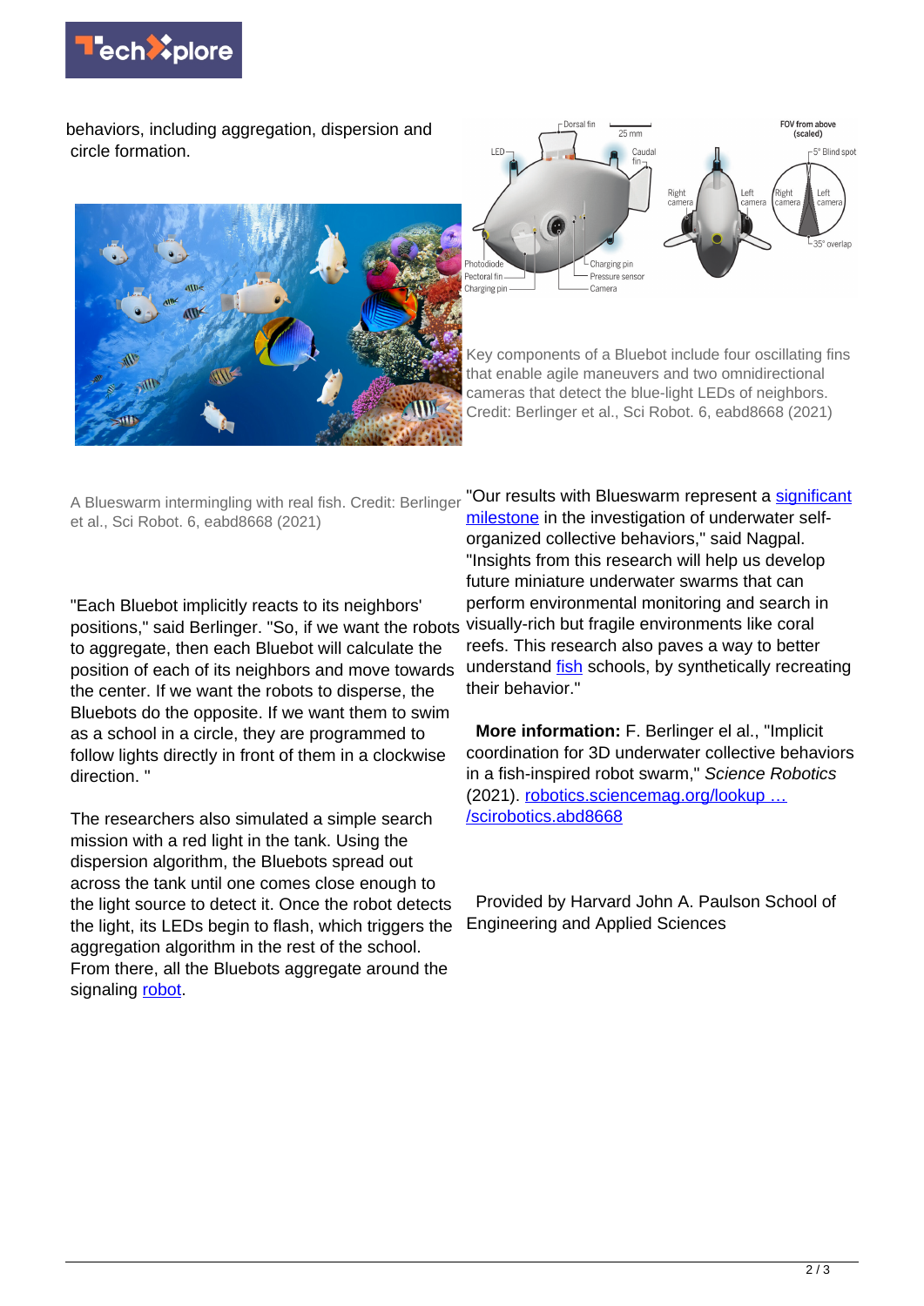behaviors, including aggregation, dispersion and circle formation.

A Blueswarm intermingling with real fish. Credit: Berlinger et al., Sci Robot. 6, eabd8668 (2021)

"Each Bluebot implicitly reacts to its neighbors' positions," said Berlinger. "So, if we want the robots to aggregate, then each Bluebot will calculate the position of each of its neighbors and move towards the center. If we want the robots to disperse, the Bluebots do the opposite. If we want them to swim as a school in a circle, they are programmed to follow lights directly in front of them in a clockwise direction. "

The researchers also simulated a simple search mission with a red light in the tank. Using the dispersion algorithm, the Bluebots spread out across the tank until one comes close enough to the light source to detect it. Once the robot detects the light, its LEDs begin to flash, which triggers the aggregation algorithm in the rest of the school. From there, all the Bluebots aggregate around the signaling robot.

Key components of a Bluebot include four oscillating fins that enable agile maneuvers and two omnidirectional cameras that detect the blue-light LEDs of neighbors. Credit: Berlinger et al., Sci Robot. 6, eabd8668 (2021)

"Our results with Blueswarm represent a significant milestone in the investigation of underwater self-organized collective behaviors," said Nagpal. "Insights from this research will help us develop future miniature underwater swarms that can perform environmental monitoring and search in visually-rich but fragile environments like coral reefs. This research also paves a way to better understand fish schools, by synthetically recreating their behavior."

**More information:** F. Berlinger el al., "Implicit coordination for 3D underwater collective behaviors in a fish-inspired robot swarm," *Science Robotics* (2021). robotics.sciencemag.org/lookup … /scirobotics.abd8668

Provided by Harvard John A. Paulson School of Engineering and Applied Sciences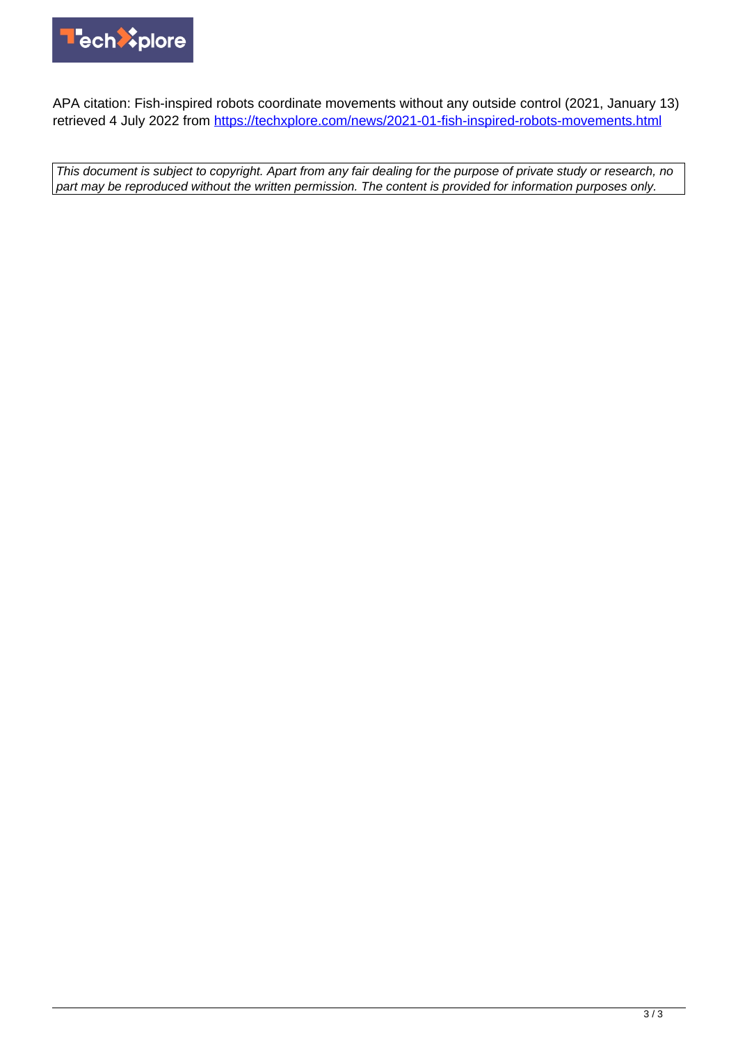APA citation: Fish-inspired robots coordinate movements without any outside control (2021, January 13) retrieved 4 July 2022 from https://techxplore.com/news/2021-01-fish-inspired-robots-movements.html

*This document is subject to copyright. Apart from any fair dealing for the purpose of private study or research, no part may be reproduced without the written permission. The content is provided for information purposes only.*